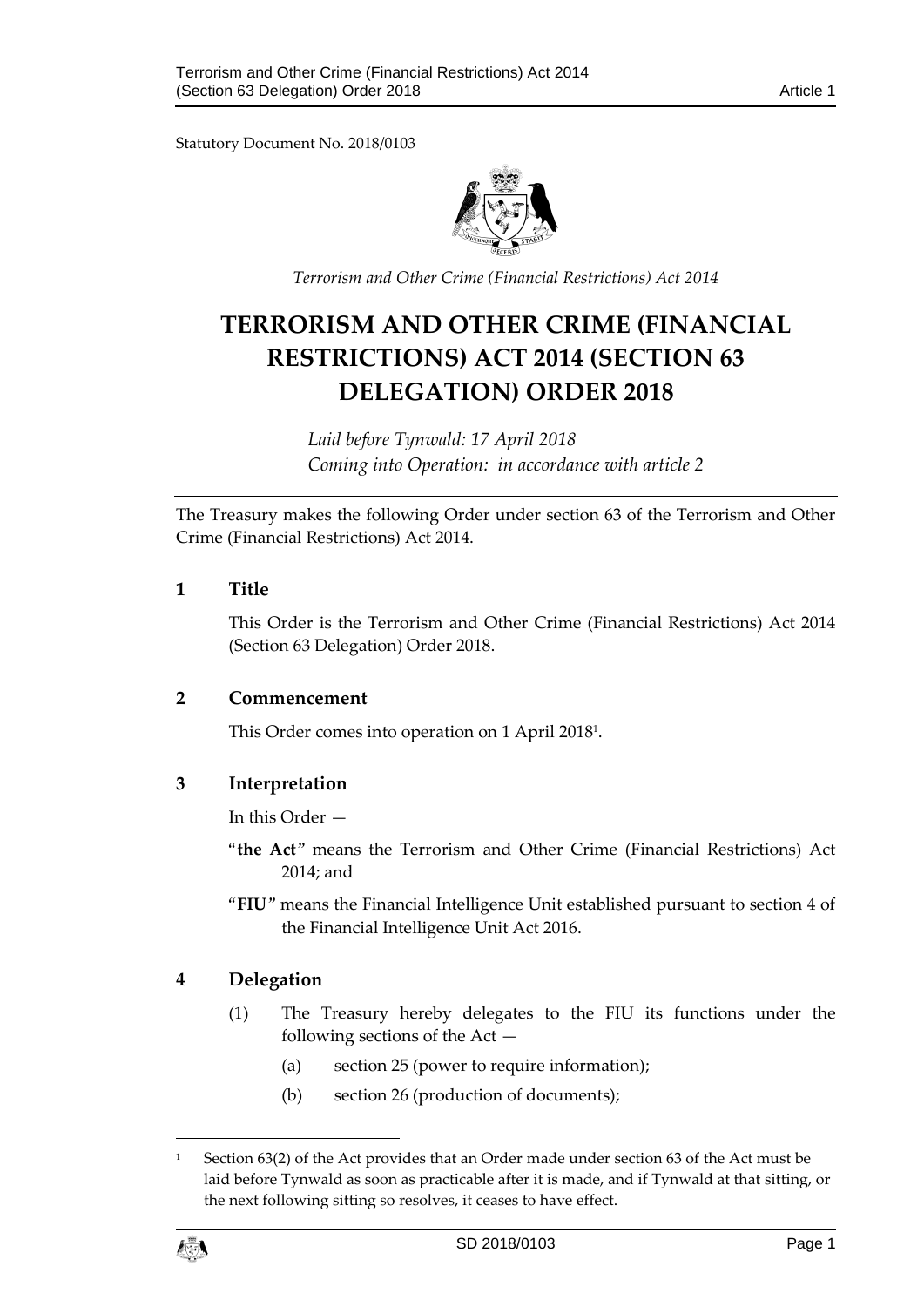Statutory Document No. 2018/0103

*Terrorism and Other Crime (Financial Restrictions) Act 2014*

# TERRORISM AND OTHER CRIME (FINANCIAL RESTRICTIONS) ACT 2014 (SECTION 63 DELEGATION) ORDER 2018

*Laid before Tynwald: 17 April 2018*
*Coming into Operation: in accordance with article 2*

The Treasury makes the following Order under section 63 of the Terrorism and Other Crime (Financial Restrictions) Act 2014.

## 1 Title

This Order is the Terrorism and Other Crime (Financial Restrictions) Act 2014 (Section 63 Delegation) Order 2018.

## 2 Commencement

This Order comes into operation on 1 April 2018[1].

## 3 Interpretation

In this Order —

"**the Act**" means the Terrorism and Other Crime (Financial Restrictions) Act 2014; and

"**FIU**" means the Financial Intelligence Unit established pursuant to section 4 of the Financial Intelligence Unit Act 2016.

## 4 Delegation

(1) The Treasury hereby delegates to the FIU its functions under the following sections of the Act —

(a) section 25 (power to require information);

(b) section 26 (production of documents);

---

[1] Section 63(2) of the Act provides that an Order made under section 63 of the Act must be laid before Tynwald as soon as practicable after it is made, and if Tynwald at that sitting, or the next following sitting so resolves, it ceases to have effect.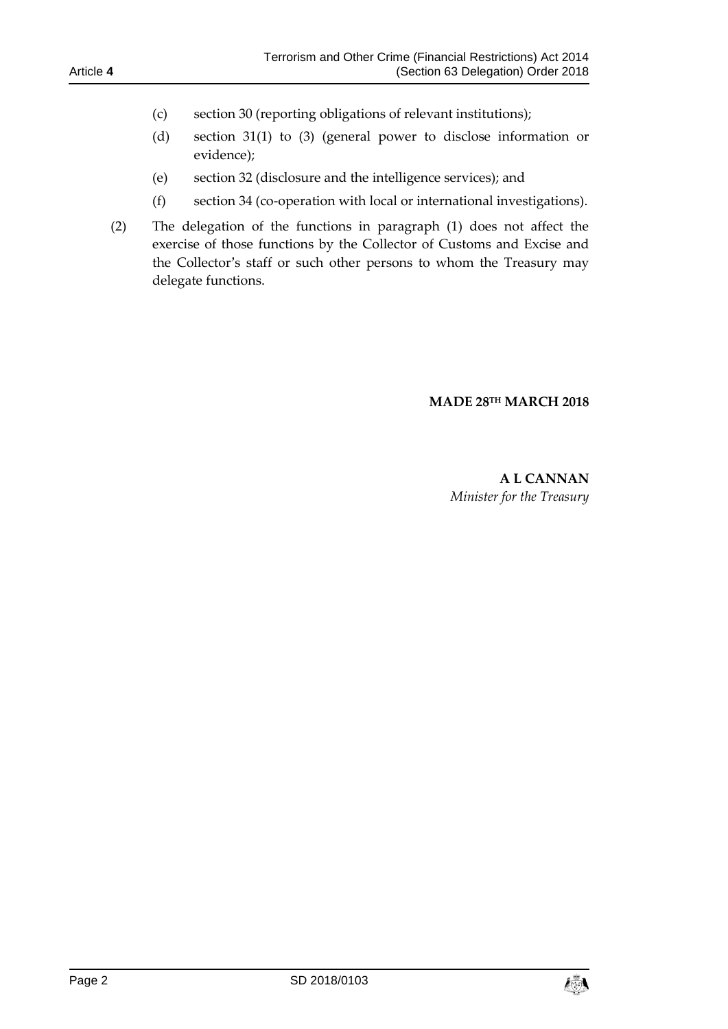(c) section 30 (reporting obligations of relevant institutions);

(d) section 31(1) to (3) (general power to disclose information or evidence);

(e) section 32 (disclosure and the intelligence services); and

(f) section 34 (co-operation with local or international investigations).

(2) The delegation of the functions in paragraph (1) does not affect the exercise of those functions by the Collector of Customs and Excise and the Collector's staff or such other persons to whom the Treasury may delegate functions.

**MADE 28TH MARCH 2018**

**A L CANNAN**
*Minister for the Treasury*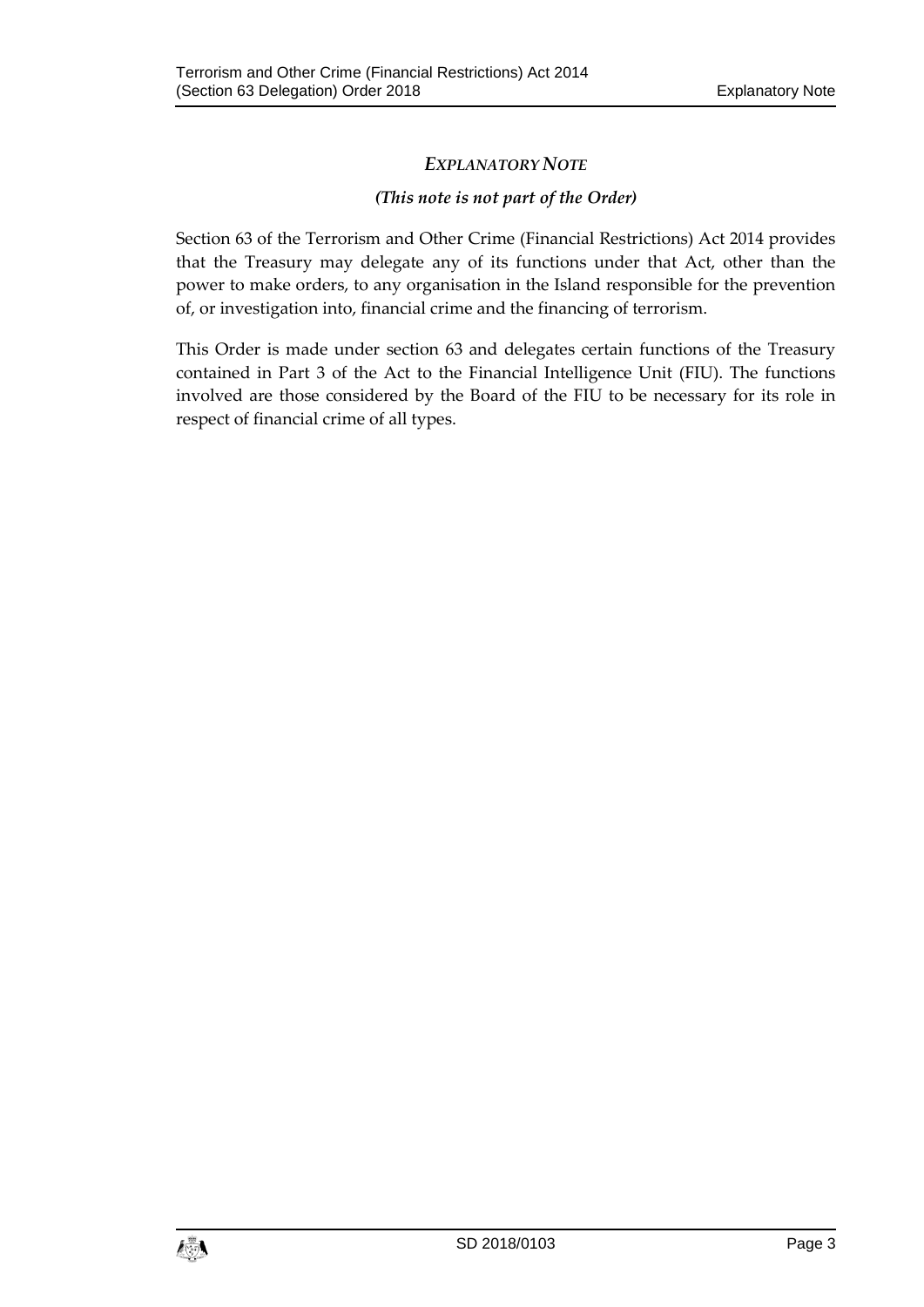## *EXPLANATORY NOTE*

### *(This note is not part of the Order)*

Section 63 of the Terrorism and Other Crime (Financial Restrictions) Act 2014 provides that the Treasury may delegate any of its functions under that Act, other than the power to make orders, to any organisation in the Island responsible for the prevention of, or investigation into, financial crime and the financing of terrorism.

This Order is made under section 63 and delegates certain functions of the Treasury contained in Part 3 of the Act to the Financial Intelligence Unit (FIU). The functions involved are those considered by the Board of the FIU to be necessary for its role in respect of financial crime of all types.